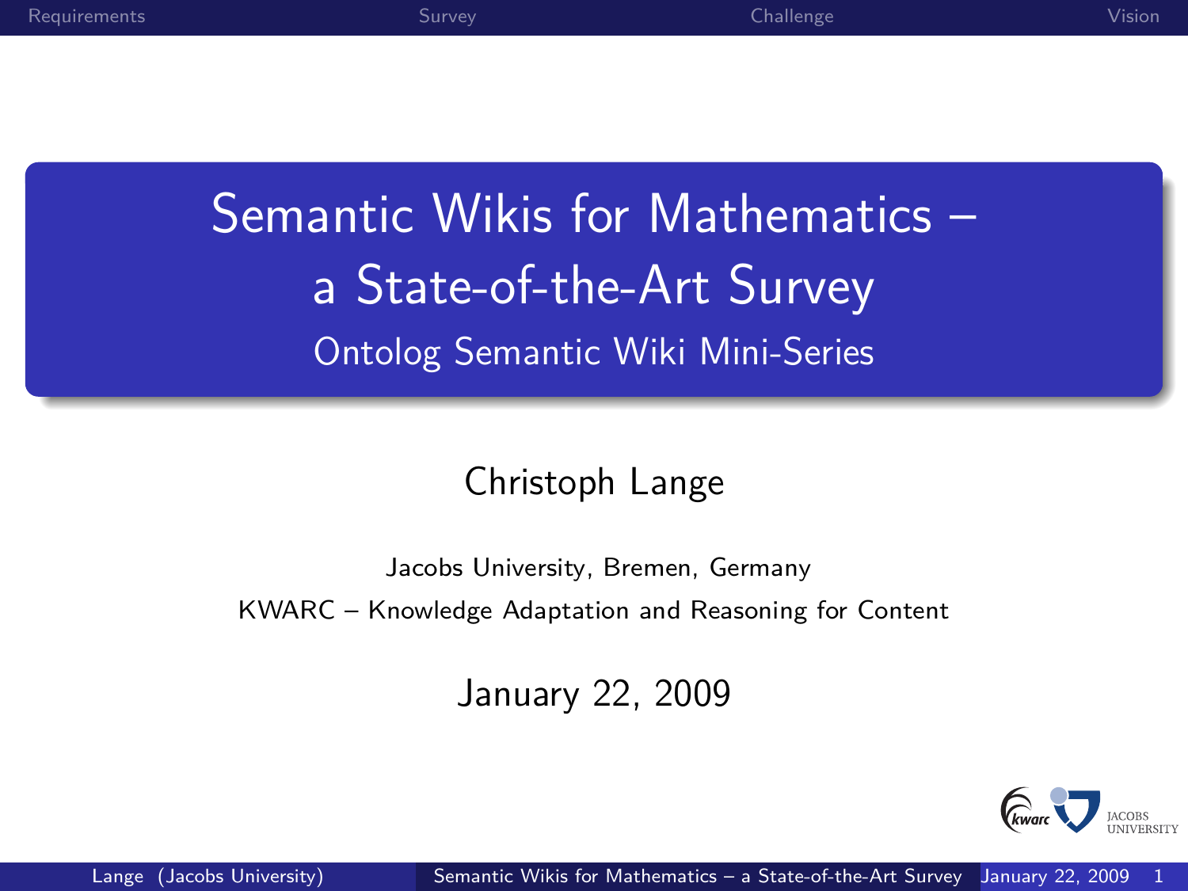# Semantic Wikis for Mathematics – a State-of-the-Art Survey

## Ontolog Semantic Wiki Mini-Series

Christoph Lange

Jacobs University, Bremen, Germany

KWARC – Knowledge Adaptation and Reasoning for Content

January 22, 2009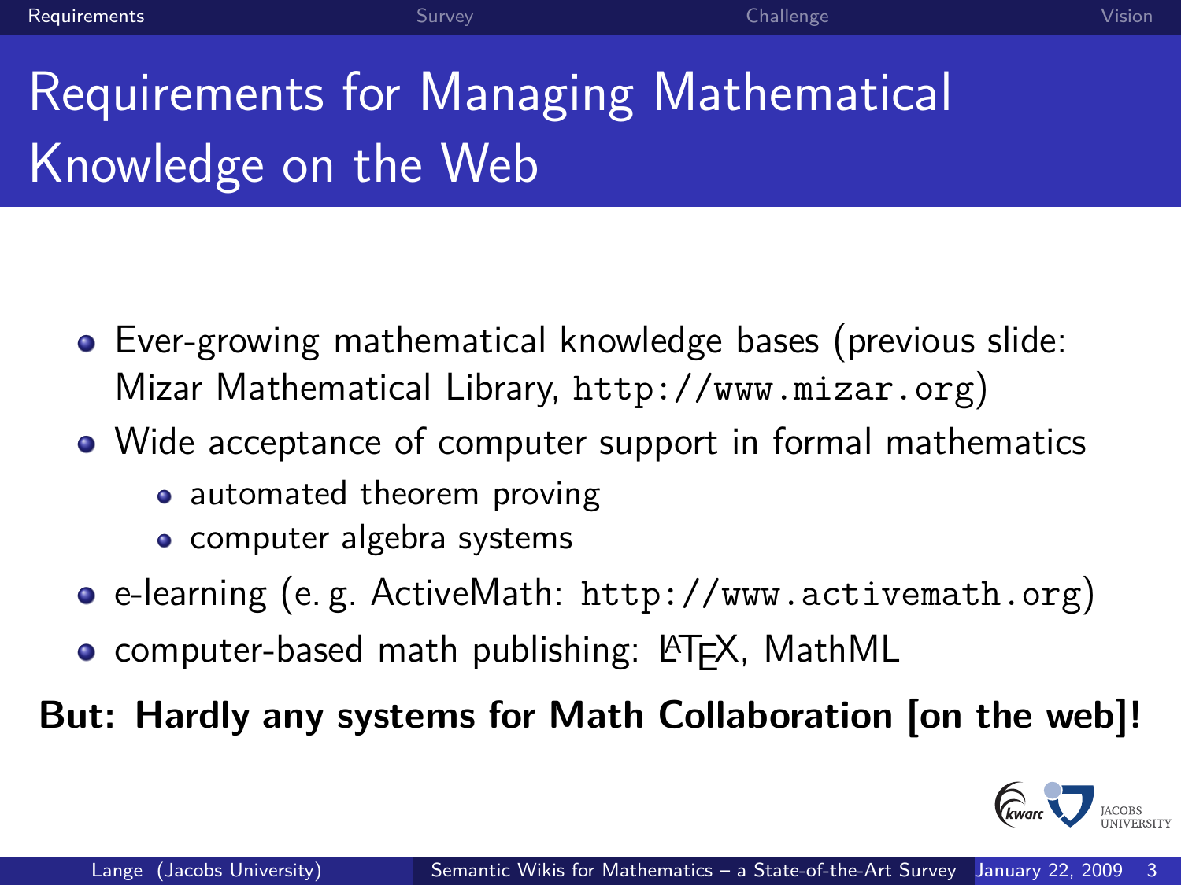# Requirements for Managing Mathematical Knowledge on the Web

- Ever-growing mathematical knowledge bases (previous slide: Mizar Mathematical Library, `http://www.mizar.org`)
- Wide acceptance of computer support in formal mathematics
  - automated theorem proving
  - computer algebra systems
- e-learning (e. g. ActiveMath: `http://www.activemath.org`)
- computer-based math publishing: LaTeX, MathML

**But: Hardly any systems for Math Collaboration [on the web]!**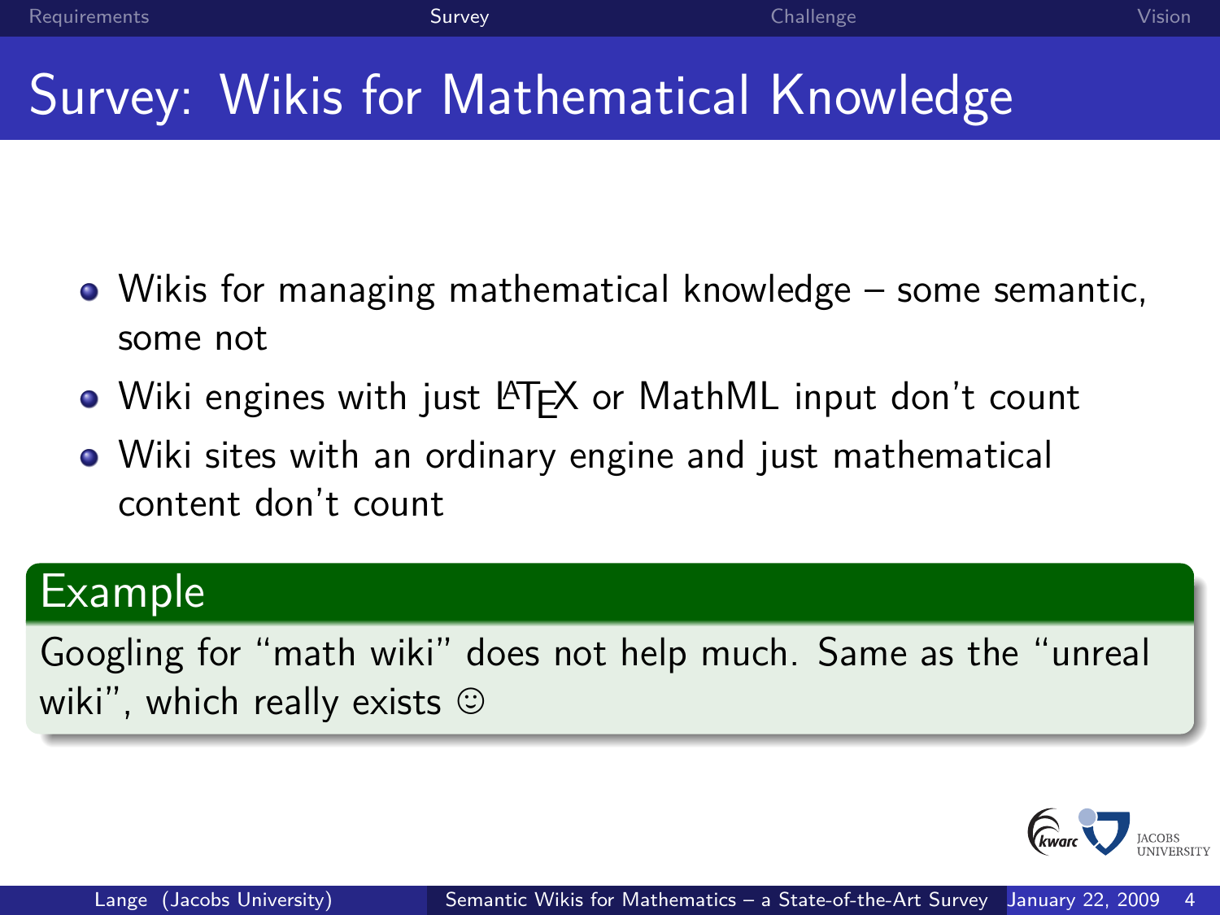# Survey: Wikis for Mathematical Knowledge

- Wikis for managing mathematical knowledge – some semantic, some not
- Wiki engines with just LaTeX or MathML input don't count
- Wiki sites with an ordinary engine and just mathematical content don't count

**Example**

Googling for "math wiki" does not help much. Same as the "unreal wiki", which really exists ☺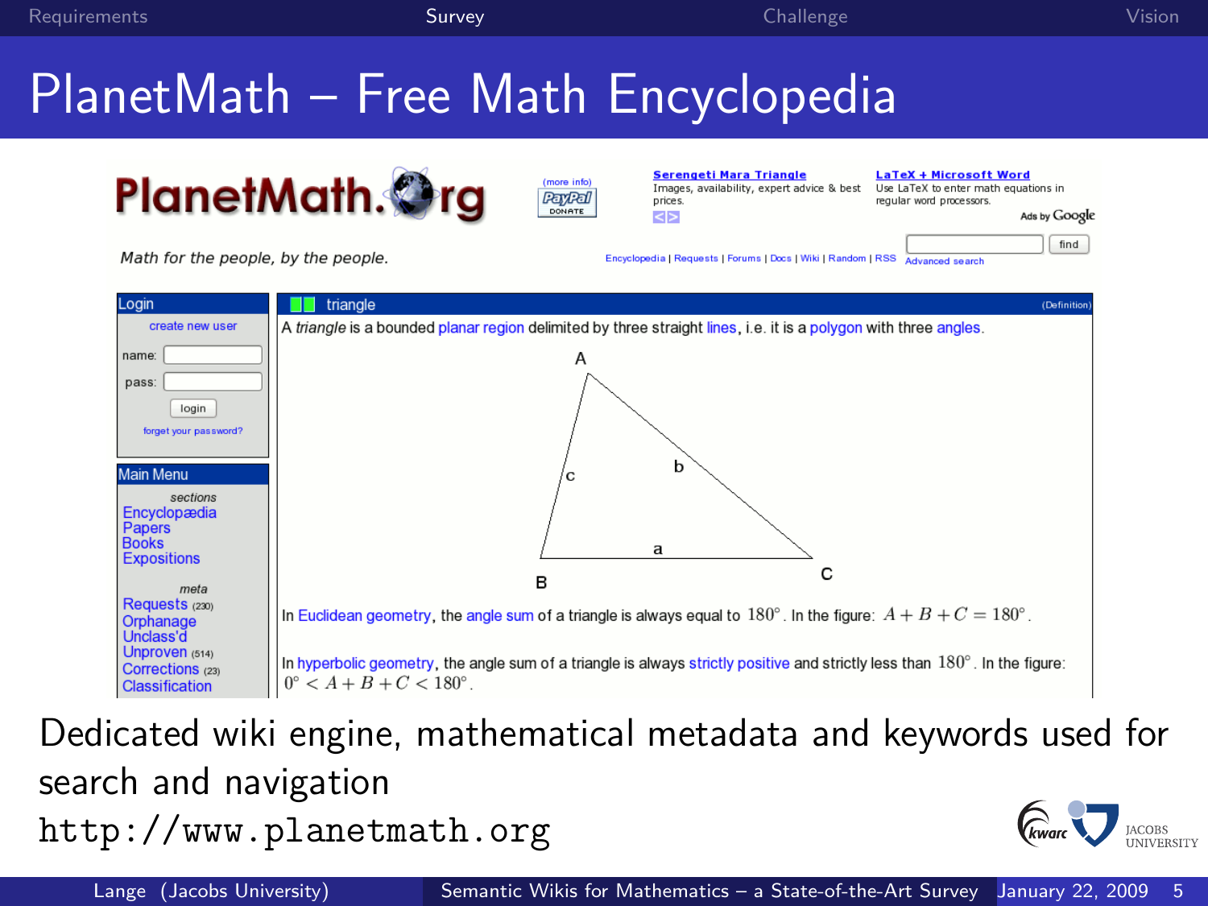# PlanetMath – Free Math Encyclopedia

PlanetMath.org

Math for the people, by the people.

(more info) PayPal DONATE

**Serengeti Mara Triangle**
Images, availability, expert advice & best prices.

**LaTeX + Microsoft Word**
Use LaTeX to enter math equations in regular word processors.

Ads by Google

Encyclopedia | Requests | Forums | Docs | Wiki | Random | RSS

find
Advanced search

**Login**

create new user

name:

pass:

login

forget your password?

**Main Menu**

*sections*

Encyclopædia
Papers
Books
Expositions

*meta*

Requests (230)
Orphanage
Unclass'd
Unproven (514)
Corrections (23)
Classification

**triangle** (Definition)

A *triangle* is a bounded planar region delimited by three straight lines, i.e. it is a polygon with three angles.

In Euclidean geometry, the angle sum of a triangle is always equal to $180^\circ$. In the figure: $A + B + C = 180^\circ$.

In hyperbolic geometry, the angle sum of a triangle is always strictly positive and strictly less than $180^\circ$. In the figure: $0^\circ < A + B + C < 180^\circ$.

Dedicated wiki engine, mathematical metadata and keywords used for search and navigation

`http://www.planetmath.org`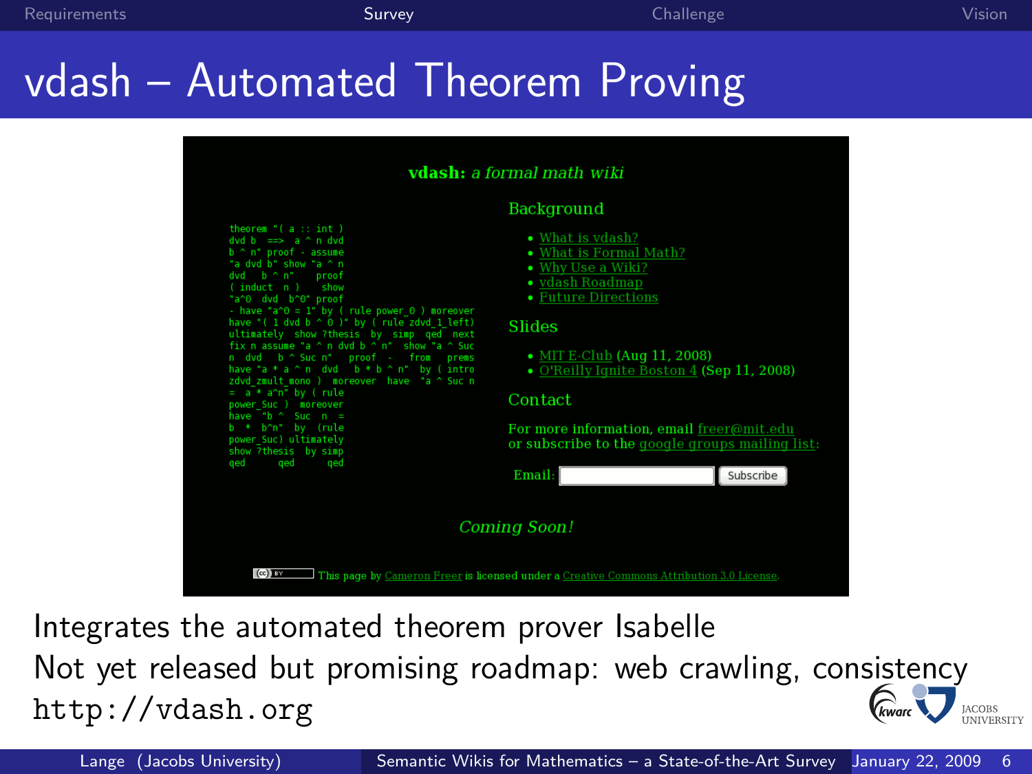# vdash – Automated Theorem Proving

**vdash:** *a formal math wiki*

```
theorem "( a :: int )
dvd b  ==>  a ^ n dvd
b ^ n" proof - assume
"a dvd b" show "a ^ n
dvd  b ^ n"   proof
( induct  n )   show
"a^0  dvd  b^0" proof
- have "a^0 = 1" by ( rule power_0 ) moreover
have "( 1 dvd b ^ 0 )" by ( rule zdvd_1_left)
ultimately  show ?thesis  by  simp  qed  next
fix n assume "a ^ n dvd b ^ n"  show "a ^ Suc
n  dvd   b ^ Suc n"   proof  -   from   prems
have "a * a ^ n  dvd   b * b ^ n"  by ( intro
zdvd_zmult_mono )  moreover  have  "a ^ Suc n
=  a * a^n" by ( rule
power_Suc )  moreover
have  "b ^  Suc  n  =
b  *  b^n"  by  (rule
power_Suc) ultimately
show ?thesis  by simp
qed      qed      qed
```

## Background

- What is vdash?
- What is Formal Math?
- Why Use a Wiki?
- vdash Roadmap
- Future Directions

## Slides

- MIT E-Club (Aug 11, 2008)
- O'Reilly Ignite Boston 4 (Sep 11, 2008)

## Contact

For more information, email freer@mit.edu
or subscribe to the google groups mailing list:

Email: [ ] Subscribe

*Coming Soon!*

This page by Cameron Freer is licensed under a Creative Commons Attribution 3.0 License.

Integrates the automated theorem prover Isabelle

Not yet released but promising roadmap: web crawling, consistency

`http://vdash.org`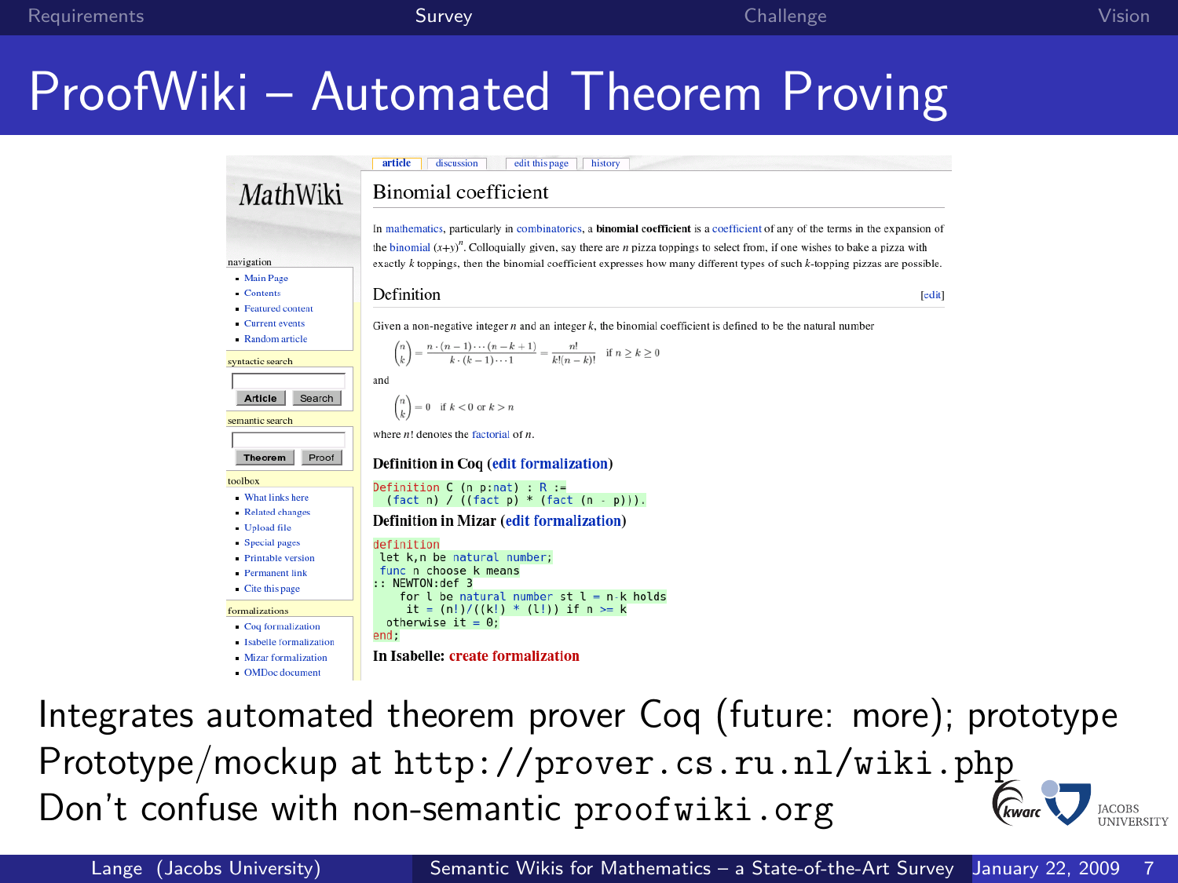# ProofWiki – Automated Theorem Proving

MathWiki

navigation

- Main Page
- Contents
- Featured content
- Current events
- Random article

syntactic search

Article | Search

semantic search

Theorem | Proof

toolbox

- What links here
- Related changes
- Upload file
- Special pages
- Printable version
- Permanent link
- Cite this page

formalizations

- Coq formalization
- Isabelle formalization
- Mizar formalization
- OMDoc document

article | discussion | edit this page | history

## Binomial coefficient

In mathematics, particularly in combinatorics, a **binomial coefficient** is a coefficient of any of the terms in the expansion of the binomial $(x+y)^n$. Colloquially given, say there are $n$ pizza toppings to select from, if one wishes to bake a pizza with exactly $k$ toppings, then the binomial coefficient expresses how many different types of such $k$-topping pizzas are possible.

### Definition [edit]

Given a non-negative integer $n$ and an integer $k$, the binomial coefficient is defined to be the natural number

$$\binom{n}{k} = \frac{n \cdot (n-1) \cdots (n-k+1)}{k \cdot (k-1) \cdots 1} = \frac{n!}{k!(n-k)!} \quad \text{if } n \geq k \geq 0$$

and

$$\binom{n}{k} = 0 \quad \text{if } k < 0 \text{ or } k > n$$

where $n!$ denotes the factorial of $n$.

**Definition in Coq (edit formalization)**

```
Definition C (n p:nat) : R :=
  (fact n) / ((fact p) * (fact (n - p))).
```

**Definition in Mizar (edit formalization)**

```
definition
 let k,n be natural number;
 func n choose k means
:: NEWTON:def 3
    for l be natural number st l = n-k holds
      it = (n!)/((k!) * (l!)) if n >= k
  otherwise it = 0;
end;
```

**In Isabelle: create formalization**

Integrates automated theorem prover Coq (future: more); prototype
Prototype/mockup at `http://prover.cs.ru.nl/wiki.php`
Don't confuse with non-semantic `proofwiki.org`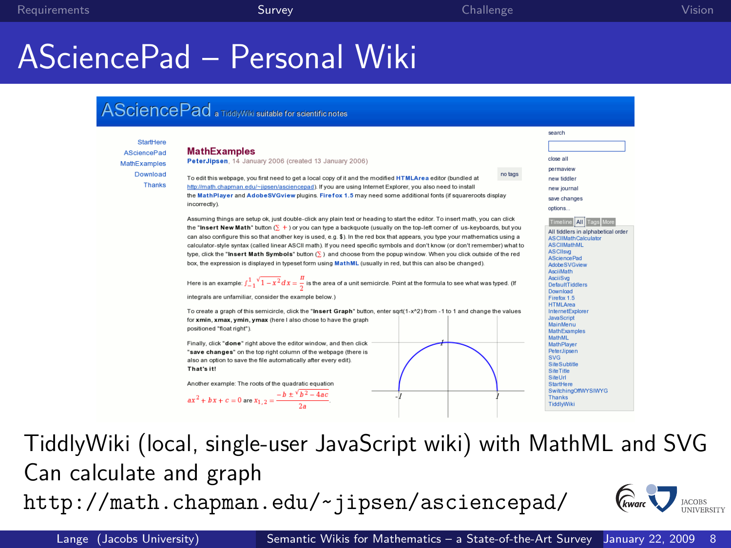# ASciencePad – Personal Wiki

TiddlyWiki (local, single-user JavaScript wiki) with MathML and SVG

Can calculate and graph

`http://math.chapman.edu/~jipsen/asciencepad/`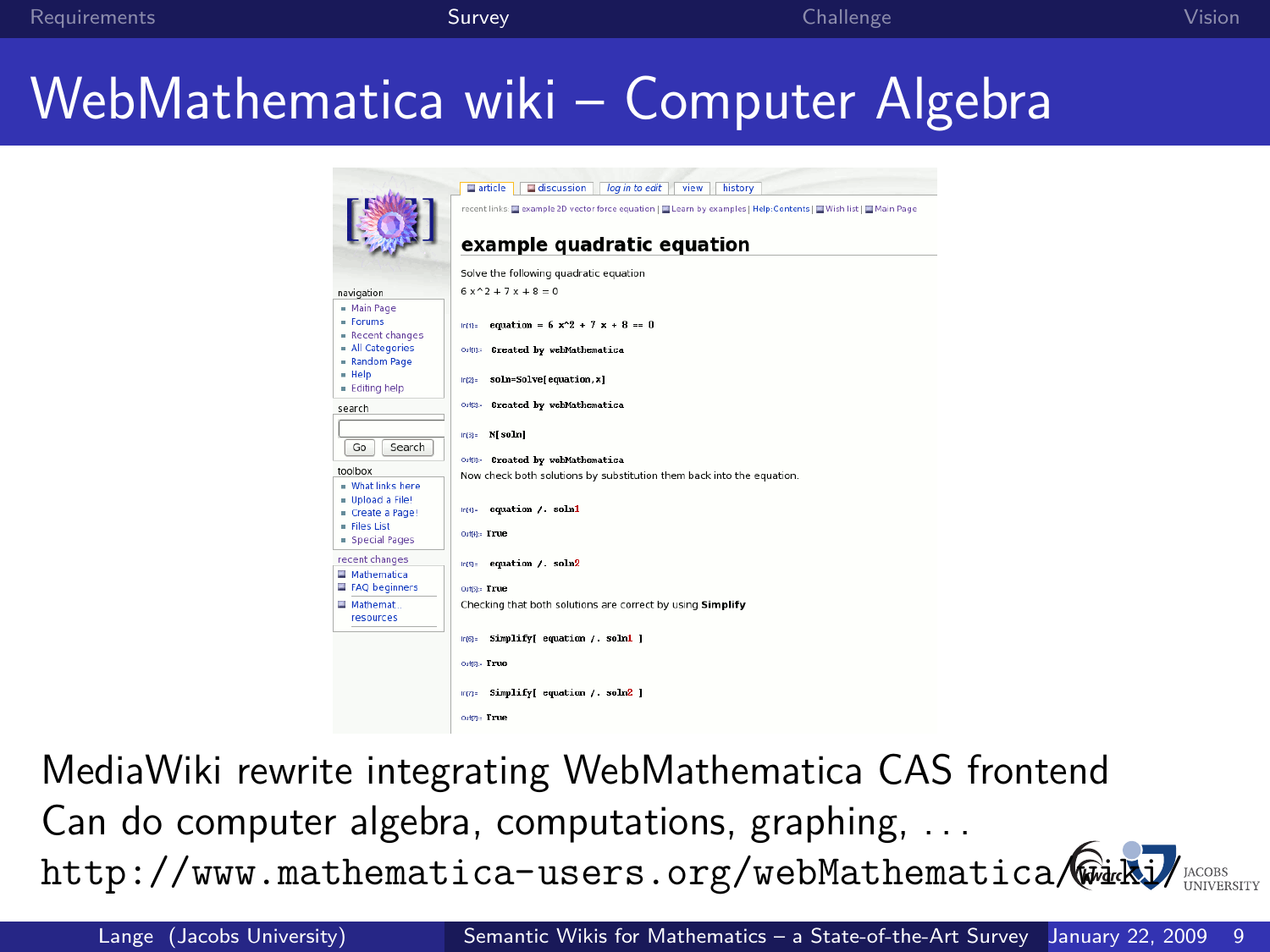# WebMathematica wiki – Computer Algebra

MediaWiki rewrite integrating WebMathematica CAS frontend

Can do computer algebra, computations, graphing, ...

http://www.mathematica-users.org/webMathematica/wiki/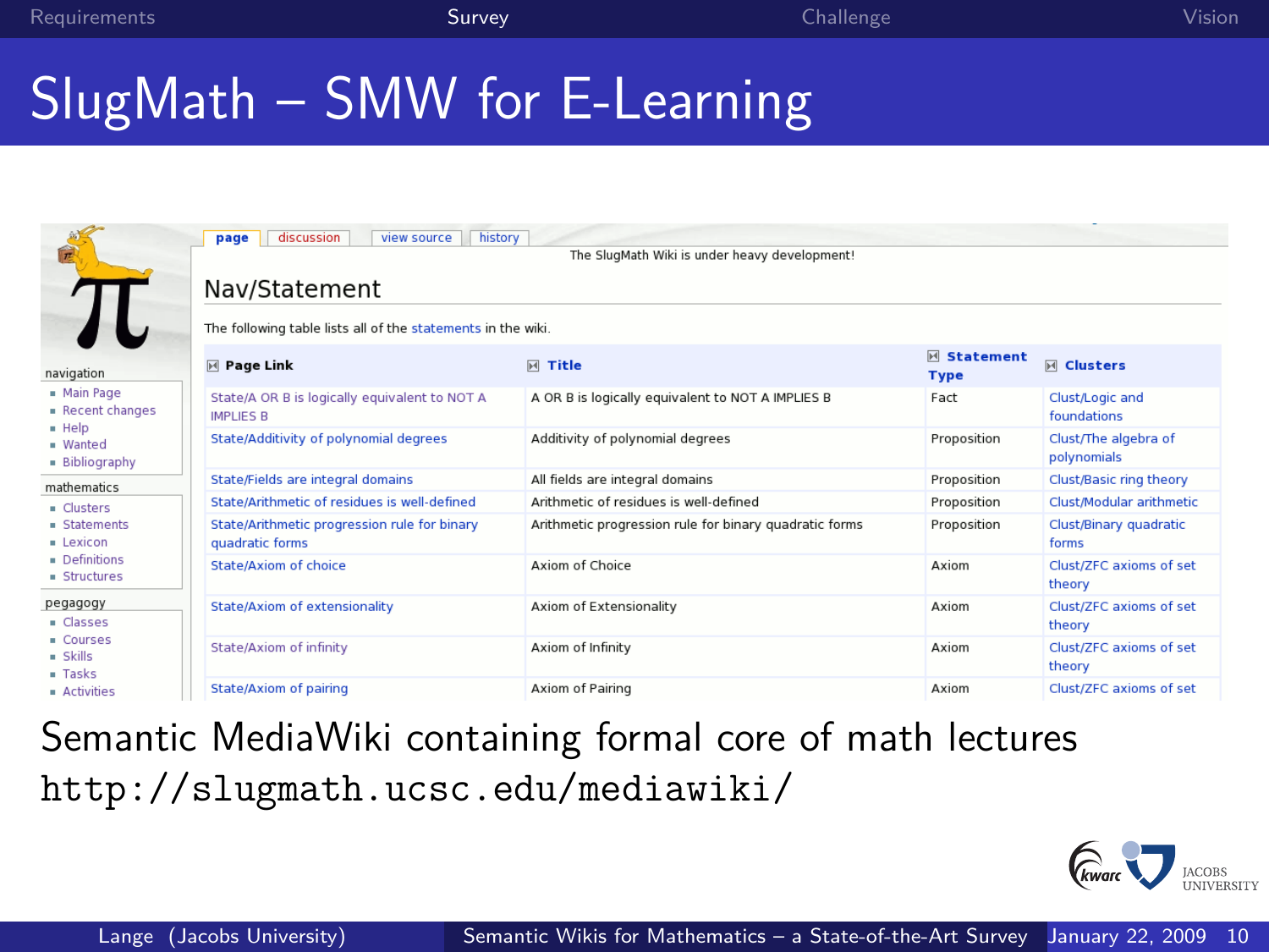# SlugMath – SMW for E-Learning

navigation
- Main Page
- Recent changes
- Help
- Wanted
- Bibliography

mathematics
- Clusters
- Statements
- Lexicon
- Definitions
- Structures

pegagogy
- Classes
- Courses
- Skills
- Tasks
- Activities

page | discussion | view source | history

The SlugMath Wiki is under heavy development!

## Nav/Statement

The following table lists all of the statements in the wiki.

| Page Link | Title | Statement Type | Clusters |
|---|---|---|---|
| State/A OR B is logically equivalent to NOT A IMPLIES B | A OR B is logically equivalent to NOT A IMPLIES B | Fact | Clust/Logic and foundations |
| State/Additivity of polynomial degrees | Additivity of polynomial degrees | Proposition | Clust/The algebra of polynomials |
| State/Fields are integral domains | All fields are integral domains | Proposition | Clust/Basic ring theory |
| State/Arithmetic of residues is well-defined | Arithmetic of residues is well-defined | Proposition | Clust/Modular arithmetic |
| State/Arithmetic progression rule for binary quadratic forms | Arithmetic progression rule for binary quadratic forms | Proposition | Clust/Binary quadratic forms |
| State/Axiom of choice | Axiom of Choice | Axiom | Clust/ZFC axioms of set theory |
| State/Axiom of extensionality | Axiom of Extensionality | Axiom | Clust/ZFC axioms of set theory |
| State/Axiom of infinity | Axiom of Infinity | Axiom | Clust/ZFC axioms of set theory |
| State/Axiom of pairing | Axiom of Pairing | Axiom | Clust/ZFC axioms of set |

Semantic MediaWiki containing formal core of math lectures
`http://slugmath.ucsc.edu/mediawiki/`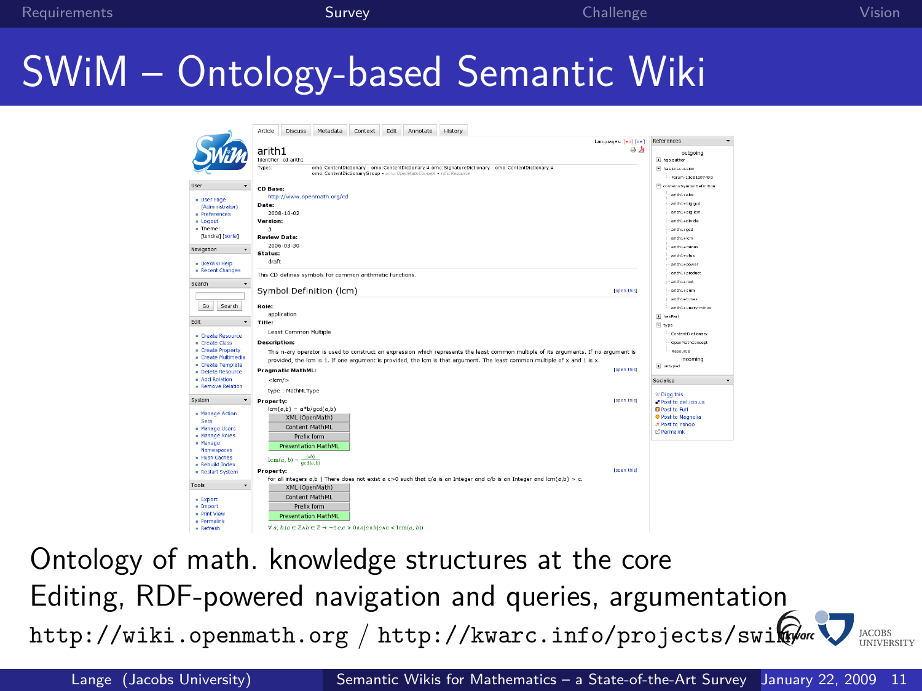# SWiM – Ontology-based Semantic Wiki

Ontology of math. knowledge structures at the core

Editing, RDF-powered navigation and queries, argumentation

http://wiki.openmath.org / http://kwarc.info/projects/swim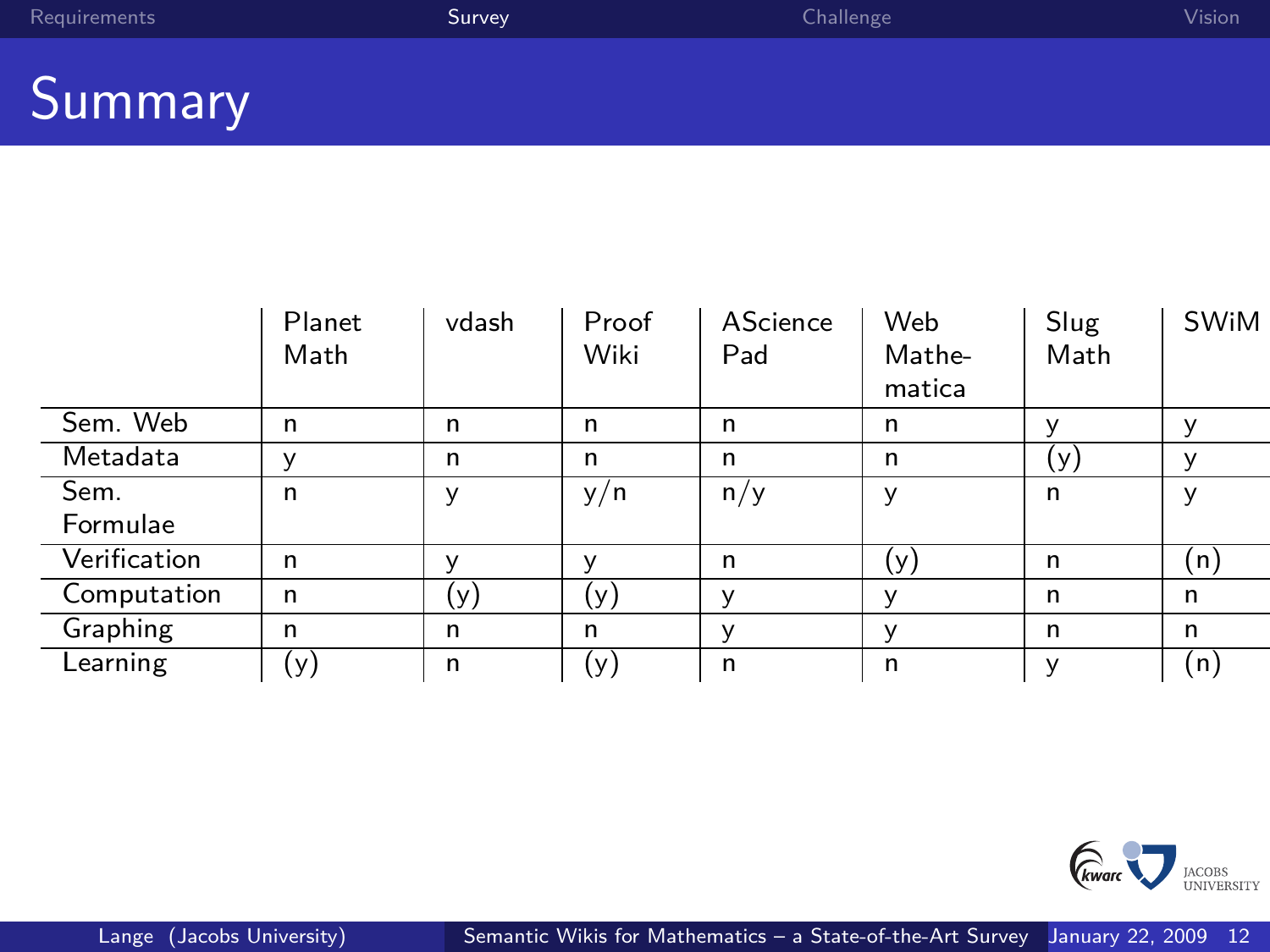# Summary

| | Planet Math | vdash | Proof Wiki | AScience Pad | Web Mathematica | Slug Math | SWiM |
|---|---|---|---|---|---|---|---|
| Sem. Web | n | n | n | n | n | y | y |
| Metadata | y | n | n | n | n | (y) | y |
| Sem. Formulae | n | y | y/n | n/y | y | n | y |
| Verification | n | y | y | n | (y) | n | (n) |
| Computation | n | (y) | (y) | y | y | n | n |
| Graphing | n | n | n | y | y | n | n |
| Learning | (y) | n | (y) | n | n | y | (n) |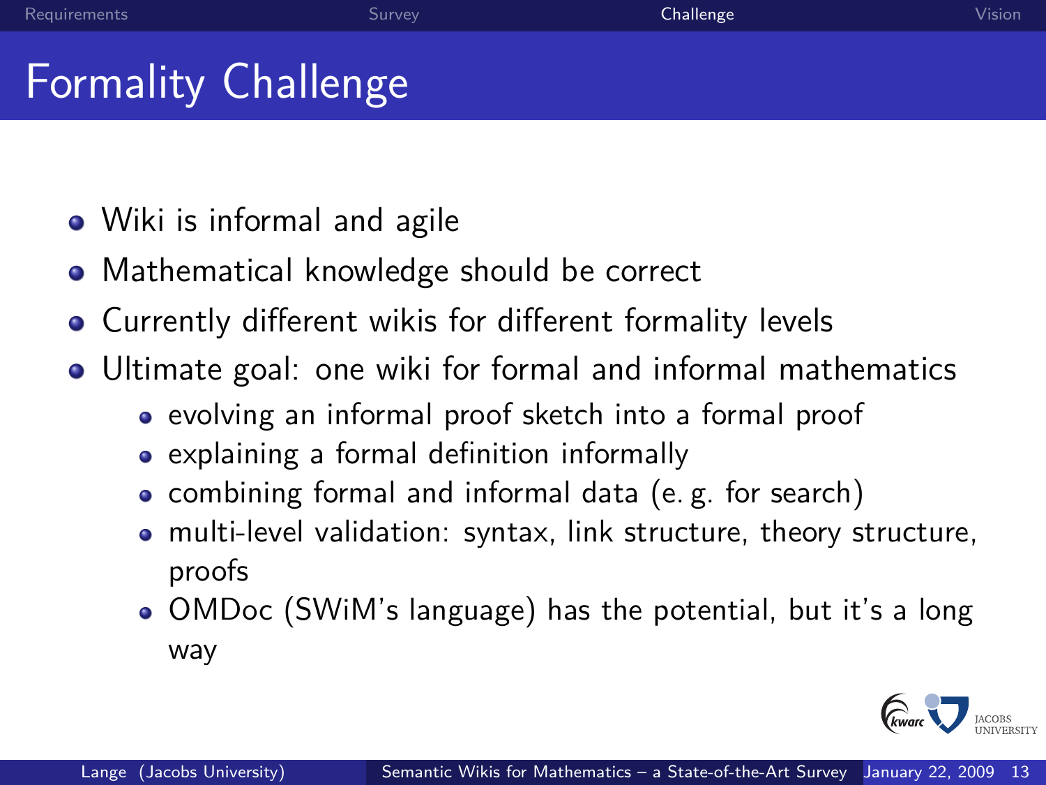# Formality Challenge

- Wiki is informal and agile
- Mathematical knowledge should be correct
- Currently different wikis for different formality levels
- Ultimate goal: one wiki for formal and informal mathematics
  - evolving an informal proof sketch into a formal proof
  - explaining a formal definition informally
  - combining formal and informal data (e. g. for search)
  - multi-level validation: syntax, link structure, theory structure, proofs
  - OMDoc (SWiM's language) has the potential, but it's a long way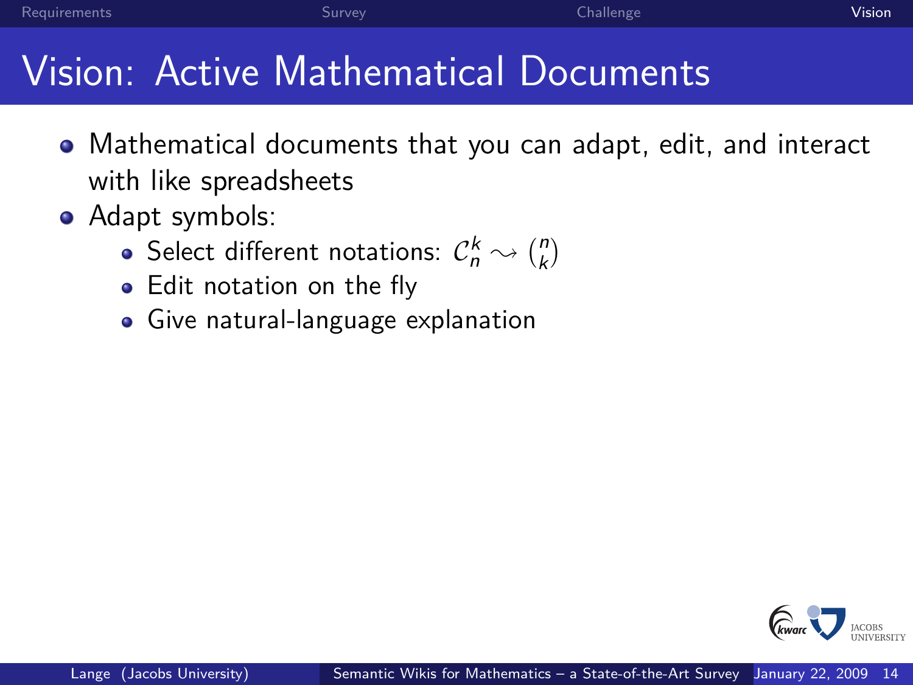# Vision: Active Mathematical Documents

- Mathematical documents that you can adapt, edit, and interact with like spreadsheets
- Adapt symbols:
  - Select different notations: $\mathcal{C}_n^k \rightsquigarrow \binom{n}{k}$
  - Edit notation on the fly
  - Give natural-language explanation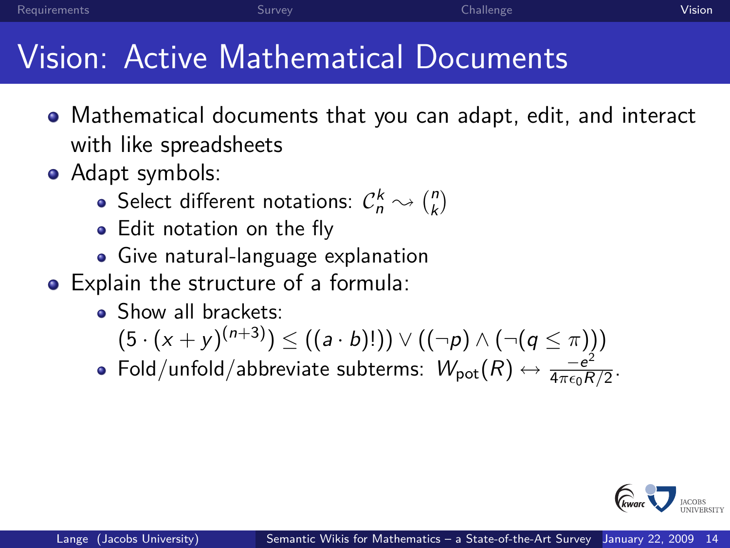# Vision: Active Mathematical Documents

- Mathematical documents that you can adapt, edit, and interact with like spreadsheets
- Adapt symbols:
  - Select different notations: $\mathcal{C}_n^k \rightsquigarrow \binom{n}{k}$
  - Edit notation on the fly
  - Give natural-language explanation
- Explain the structure of a formula:
  - Show all brackets: $(5 \cdot (x+y)^{(n+3)}) \leq ((a \cdot b)!)) \vee ((\neg p) \wedge (\neg(q \leq \pi)))$
  - Fold/unfold/abbreviate subterms: $W_{\mathrm{pot}}(R) \leftrightarrow \frac{-e^2}{4\pi\epsilon_0 R/2}$.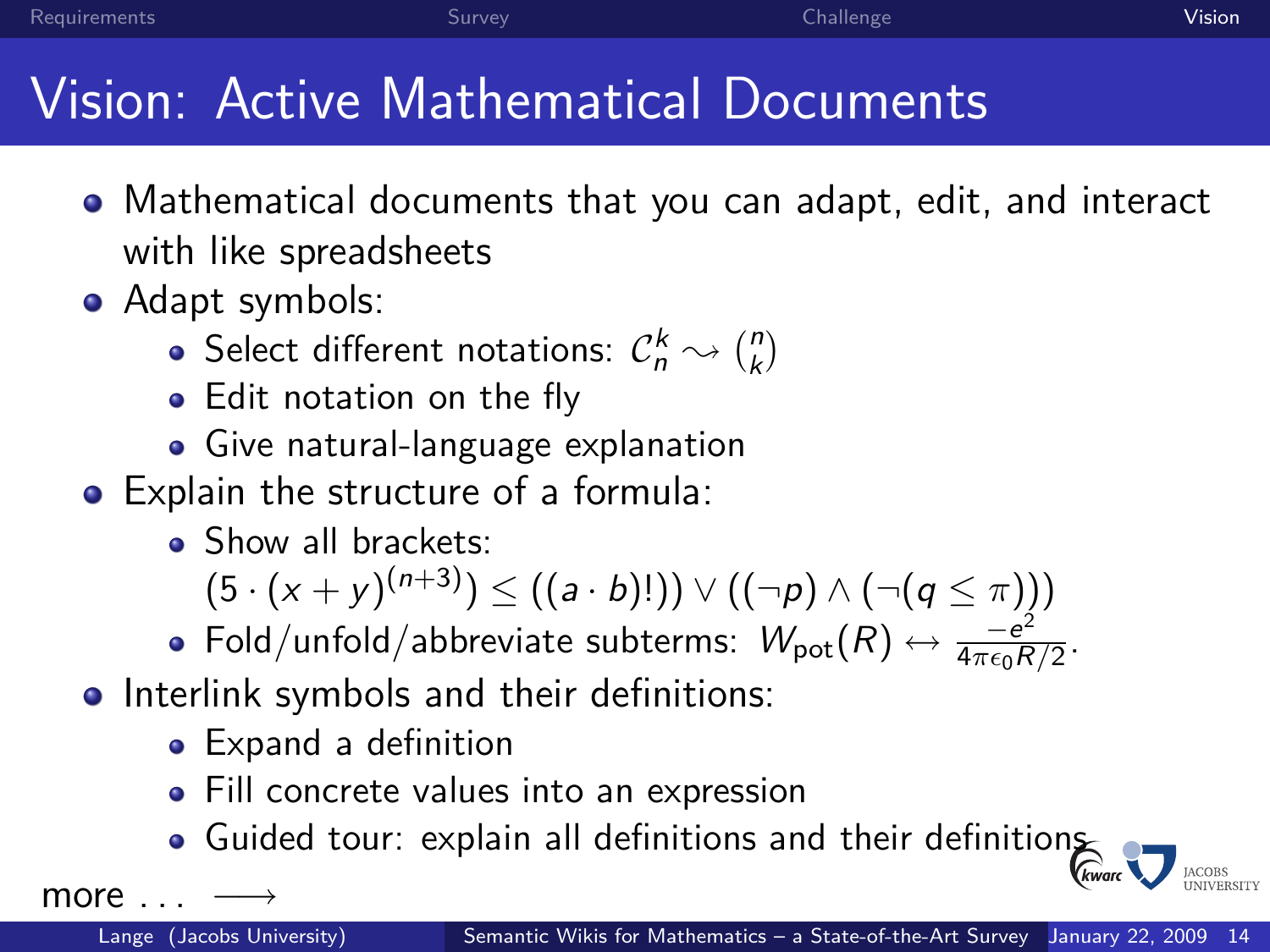# Vision: Active Mathematical Documents

- Mathematical documents that you can adapt, edit, and interact with like spreadsheets
- Adapt symbols:
  - Select different notations: $\mathcal{C}_n^k \rightsquigarrow \binom{n}{k}$
  - Edit notation on the fly
  - Give natural-language explanation
- Explain the structure of a formula:
  - Show all brackets: $(5 \cdot (x+y)^{(n+3)}) \leq ((a \cdot b)!)) \vee ((\neg p) \wedge (\neg (q \leq \pi)))$
  - Fold/unfold/abbreviate subterms: $W_{\text{pot}}(R) \leftrightarrow \frac{-e^2}{4\pi\epsilon_0 R/2}$.
- Interlink symbols and their definitions:
  - Expand a definition
  - Fill concrete values into an expression
  - Guided tour: explain all definitions and their definitions

more ... $\longrightarrow$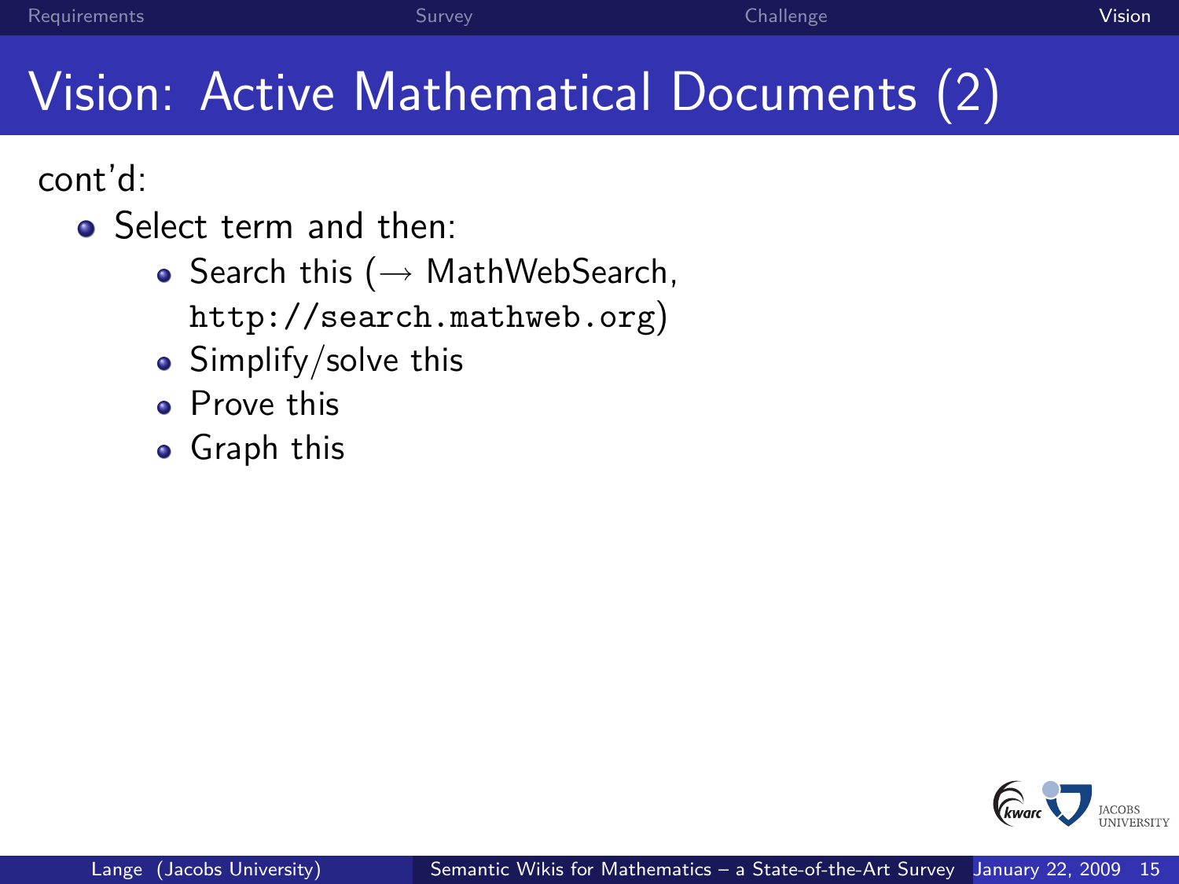# Vision: Active Mathematical Documents (2)

cont'd:

- Select term and then:
  - Search this (→ MathWebSearch, `http://search.mathweb.org`)
  - Simplify/solve this
  - Prove this
  - Graph this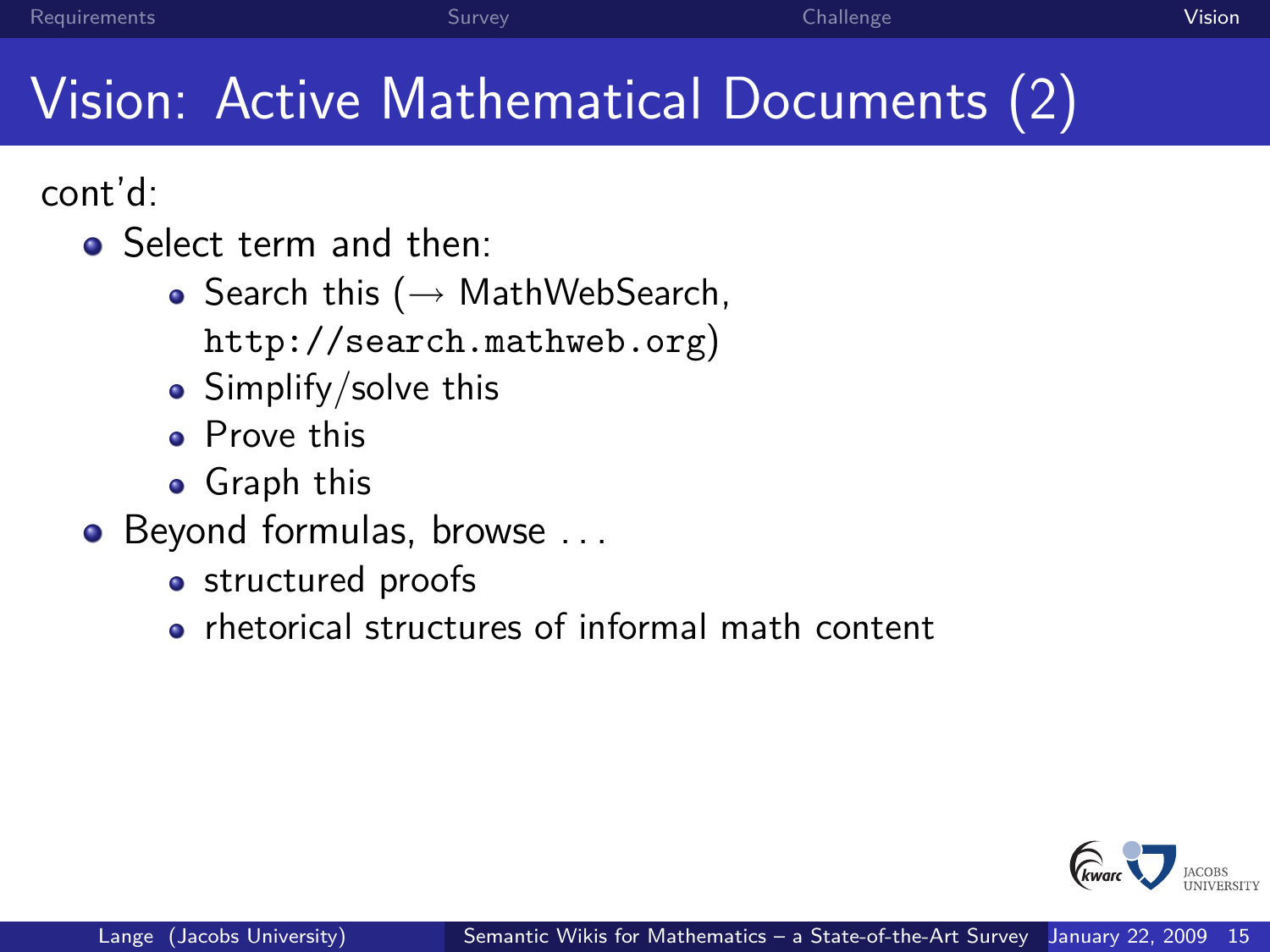# Vision: Active Mathematical Documents (2)

cont'd:

- Select term and then:
  - Search this ($\rightarrow$ MathWebSearch, `http://search.mathweb.org`)
  - Simplify/solve this
  - Prove this
  - Graph this
- Beyond formulas, browse ...
  - structured proofs
  - rhetorical structures of informal math content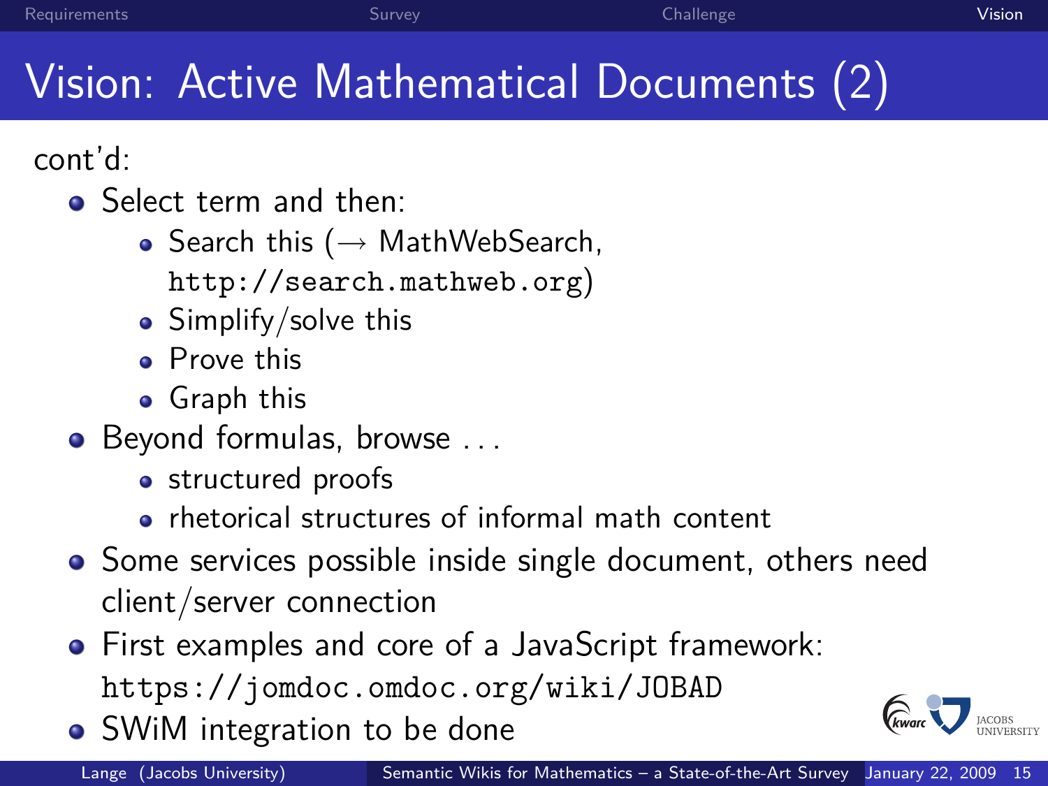# Vision: Active Mathematical Documents (2)

cont'd:

- Select term and then:
  - Search this (→ MathWebSearch, `http://search.mathweb.org`)
  - Simplify/solve this
  - Prove this
  - Graph this
- Beyond formulas, browse ...
  - structured proofs
  - rhetorical structures of informal math content
- Some services possible inside single document, others need client/server connection
- First examples and core of a JavaScript framework: `https://jomdoc.omdoc.org/wiki/JOBAD`
- SWiM integration to be done